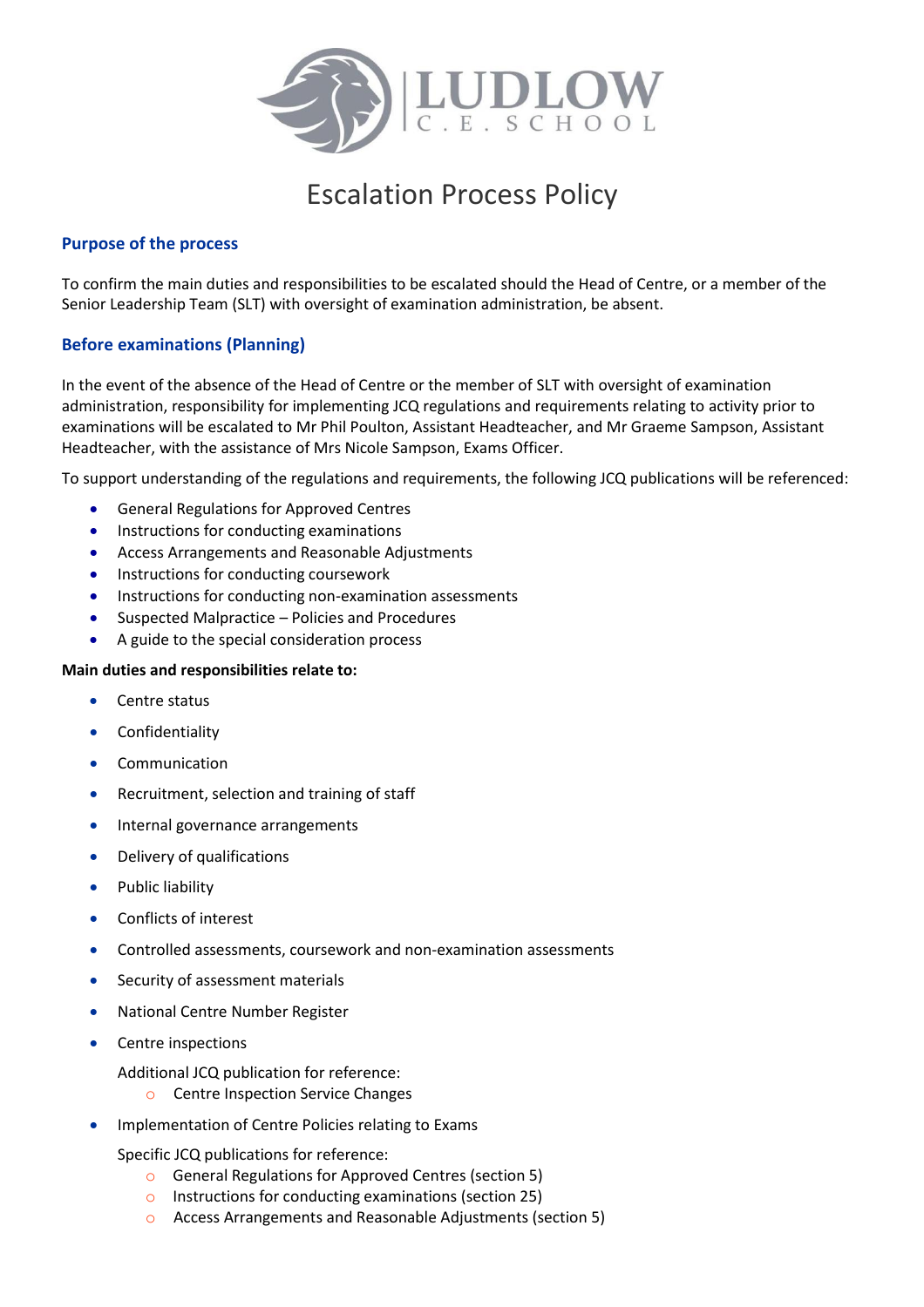# Escalation Process Policy

## Purpose of the process

To confirm the main duties and responsibilities to be escalated should the Head of Centre, or a member of the Senior Leadership Team (SLT) with oversight of examination administration, be absent.

## Before examinations (Planning)

In the event of the absence of the Head of Centre or the member of SLT with oversight of examination administration, responsibility for implementing JCQ regulations and requirements relating to activity prior to examinations will be escalated to Mr Phil Poulton, Assistant Headteacher, and Mr Graeme Sampson, Assistant Headteacher, with the assistance of Mrs Nicole Sampson, Exams Officer.

To support understanding of the regulations and requirements, the following JCQ publications will be referenced:

- General Regulations for Approved Centres
- Instructions for conducting examinations
- Access Arrangements and Reasonable Adjustments
- Instructions for conducting coursework
- Instructions for conducting non-examination assessments
- Suspected Malpractice – Policies and Procedures
- A guide to the special consideration process

**Main duties and responsibilities relate to:**

- Centre status
- Confidentiality
- Communication
- Recruitment, selection and training of staff
- Internal governance arrangements
- Delivery of qualifications
- Public liability
- Conflicts of interest
- Controlled assessments, coursework and non-examination assessments
- Security of assessment materials
- National Centre Number Register
- Centre inspections

  Additional JCQ publication for reference:
  - Centre Inspection Service Changes
- Implementation of Centre Policies relating to Exams

  Specific JCQ publications for reference:
  - General Regulations for Approved Centres (section 5)
  - Instructions for conducting examinations (section 25)
  - Access Arrangements and Reasonable Adjustments (section 5)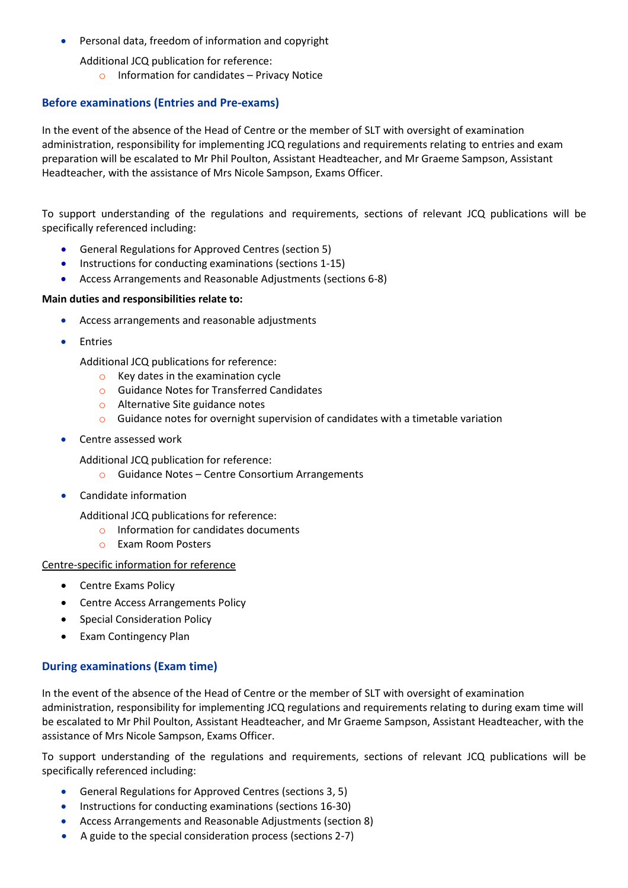- Personal data, freedom of information and copyright

  Additional JCQ publication for reference:
    - Information for candidates – Privacy Notice

## Before examinations (Entries and Pre-exams)

In the event of the absence of the Head of Centre or the member of SLT with oversight of examination administration, responsibility for implementing JCQ regulations and requirements relating to entries and exam preparation will be escalated to Mr Phil Poulton, Assistant Headteacher, and Mr Graeme Sampson, Assistant Headteacher, with the assistance of Mrs Nicole Sampson, Exams Officer.

To support understanding of the regulations and requirements, sections of relevant JCQ publications will be specifically referenced including:

- General Regulations for Approved Centres (section 5)
- Instructions for conducting examinations (sections 1-15)
- Access Arrangements and Reasonable Adjustments (sections 6-8)

**Main duties and responsibilities relate to:**

- Access arrangements and reasonable adjustments
- Entries

  Additional JCQ publications for reference:
    - Key dates in the examination cycle
    - Guidance Notes for Transferred Candidates
    - Alternative Site guidance notes
    - Guidance notes for overnight supervision of candidates with a timetable variation

- Centre assessed work

  Additional JCQ publication for reference:
    - Guidance Notes – Centre Consortium Arrangements

- Candidate information

  Additional JCQ publications for reference:
    - Information for candidates documents
    - Exam Room Posters

<u>Centre-specific information for reference</u>

- Centre Exams Policy
- Centre Access Arrangements Policy
- Special Consideration Policy
- Exam Contingency Plan

## During examinations (Exam time)

In the event of the absence of the Head of Centre or the member of SLT with oversight of examination administration, responsibility for implementing JCQ regulations and requirements relating to during exam time will be escalated to Mr Phil Poulton, Assistant Headteacher, and Mr Graeme Sampson, Assistant Headteacher, with the assistance of Mrs Nicole Sampson, Exams Officer.

To support understanding of the regulations and requirements, sections of relevant JCQ publications will be specifically referenced including:

- General Regulations for Approved Centres (sections 3, 5)
- Instructions for conducting examinations (sections 16-30)
- Access Arrangements and Reasonable Adjustments (section 8)
- A guide to the special consideration process (sections 2-7)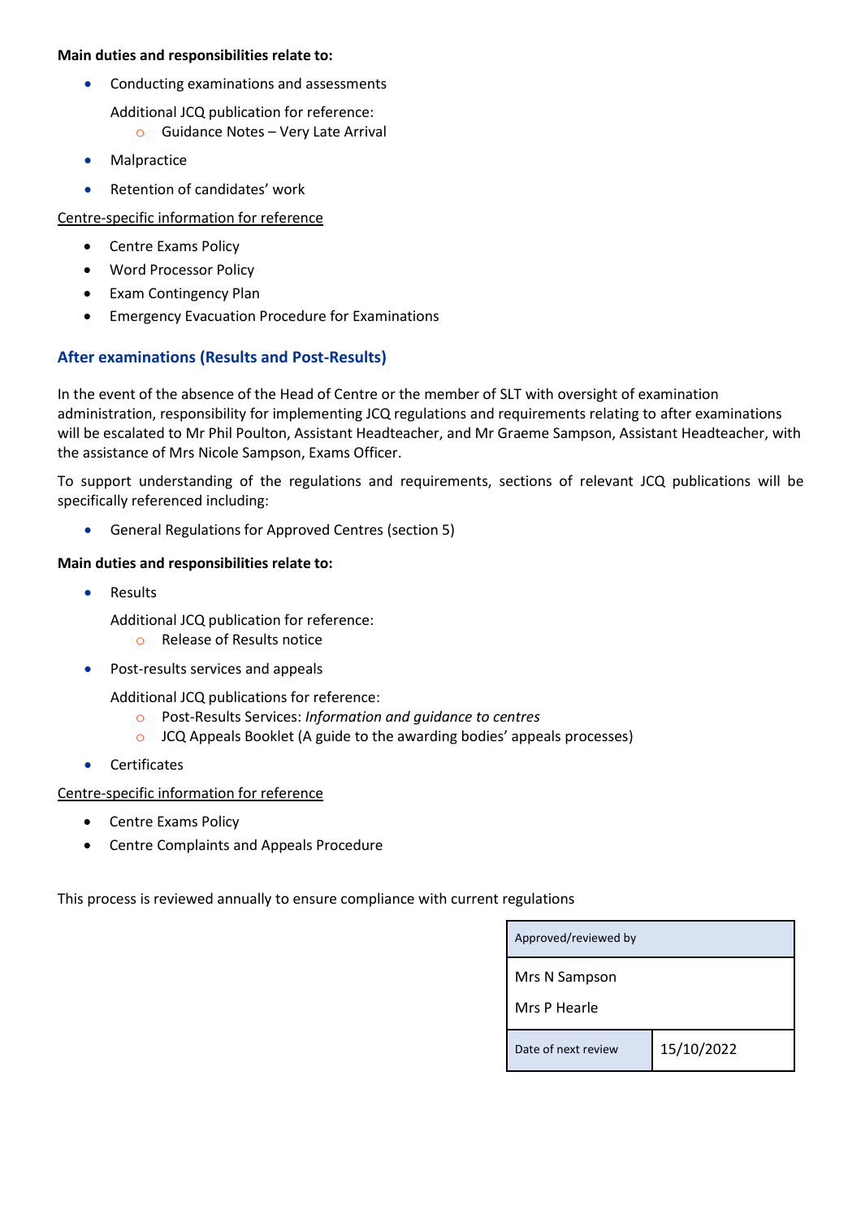**Main duties and responsibilities relate to:**

- Conducting examinations and assessments

  Additional JCQ publication for reference:
    - Guidance Notes – Very Late Arrival
- Malpractice
- Retention of candidates' work

Centre-specific information for reference

- Centre Exams Policy
- Word Processor Policy
- Exam Contingency Plan
- Emergency Evacuation Procedure for Examinations

## After examinations (Results and Post-Results)

In the event of the absence of the Head of Centre or the member of SLT with oversight of examination administration, responsibility for implementing JCQ regulations and requirements relating to after examinations will be escalated to Mr Phil Poulton, Assistant Headteacher, and Mr Graeme Sampson, Assistant Headteacher, with the assistance of Mrs Nicole Sampson, Exams Officer.

To support understanding of the regulations and requirements, sections of relevant JCQ publications will be specifically referenced including:

- General Regulations for Approved Centres (section 5)

**Main duties and responsibilities relate to:**

- Results

  Additional JCQ publication for reference:
    - Release of Results notice
- Post-results services and appeals

  Additional JCQ publications for reference:
    - Post-Results Services: *Information and guidance to centres*
    - JCQ Appeals Booklet (A guide to the awarding bodies' appeals processes)
- Certificates

Centre-specific information for reference

- Centre Exams Policy
- Centre Complaints and Appeals Procedure

This process is reviewed annually to ensure compliance with current regulations

| Approved/reviewed by | |
|---|---|
| Mrs N Sampson<br>Mrs P Hearle | |
| Date of next review | 15/10/2022 |